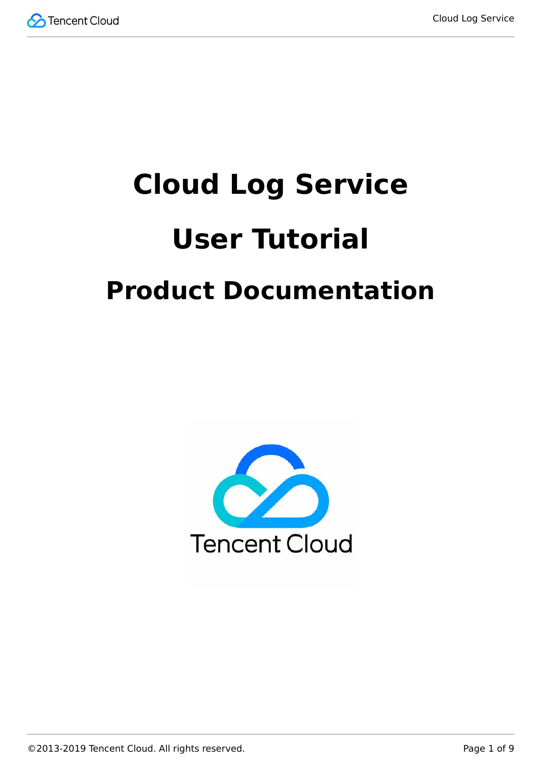# Cloud Log Service

# User Tutorial

# Product Documentation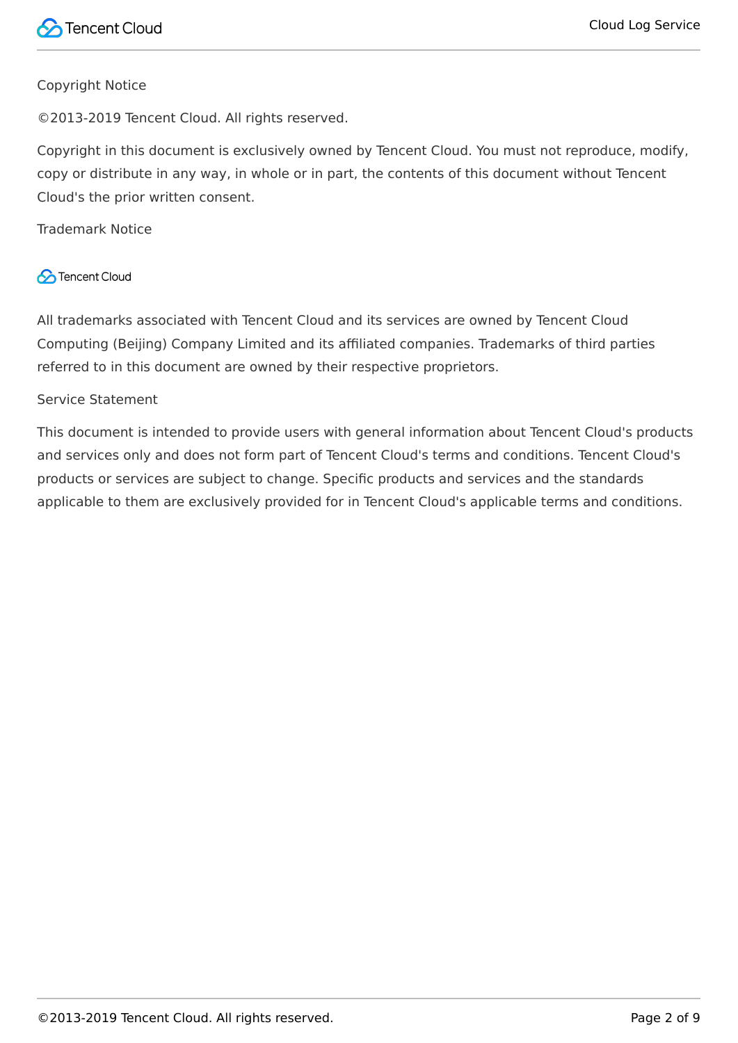Copyright Notice

©2013-2019 Tencent Cloud. All rights reserved.

Copyright in this document is exclusively owned by Tencent Cloud. You must not reproduce, modify, copy or distribute in any way, in whole or in part, the contents of this document without Tencent Cloud's the prior written consent.

Trademark Notice

Tencent Cloud

All trademarks associated with Tencent Cloud and its services are owned by Tencent Cloud Computing (Beijing) Company Limited and its affiliated companies. Trademarks of third parties referred to in this document are owned by their respective proprietors.

Service Statement

This document is intended to provide users with general information about Tencent Cloud's products and services only and does not form part of Tencent Cloud's terms and conditions. Tencent Cloud's products or services are subject to change. Specific products and services and the standards applicable to them are exclusively provided for in Tencent Cloud's applicable terms and conditions.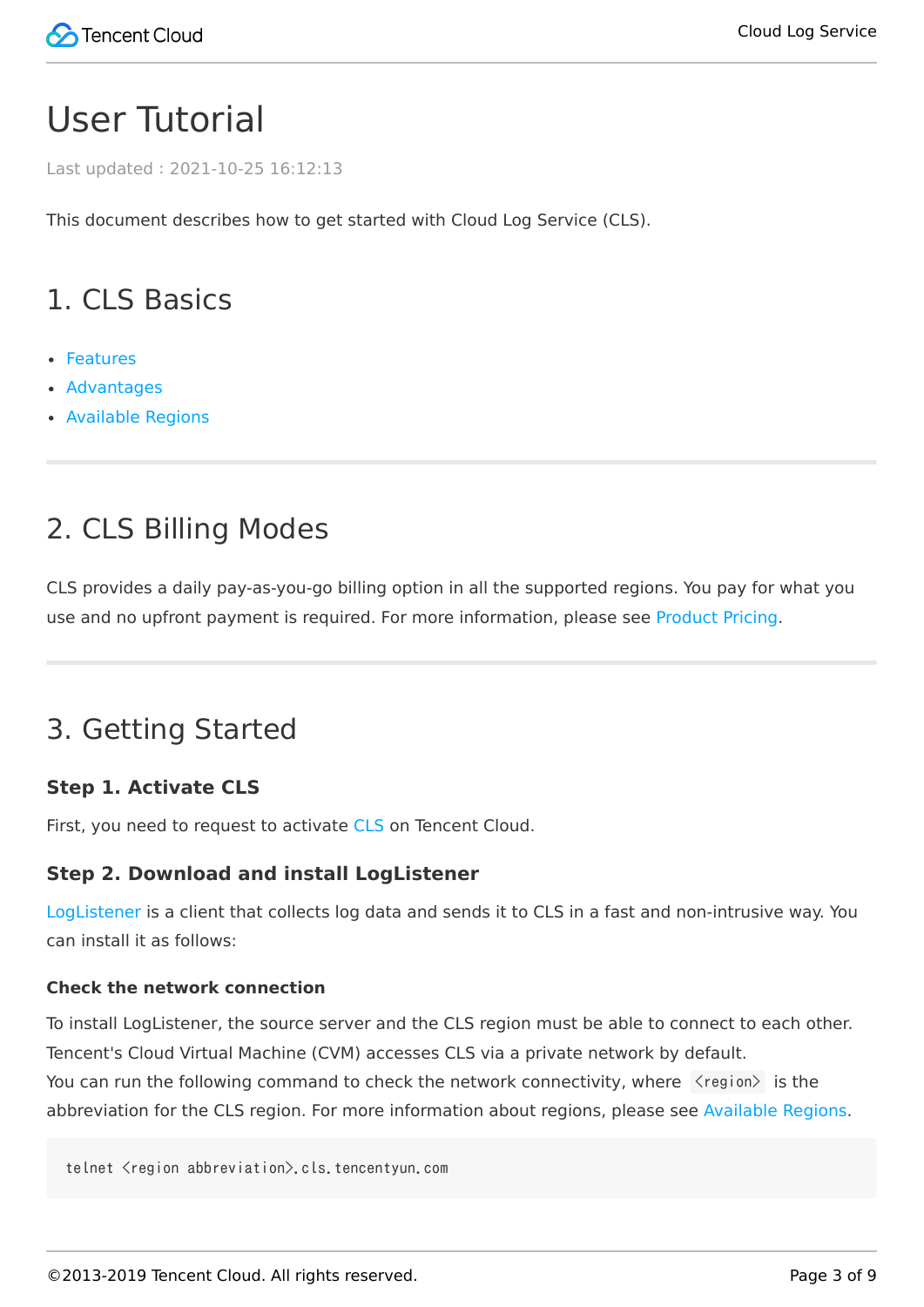# User Tutorial

Last updated : 2021-10-25 16:12:13

This document describes how to get started with Cloud Log Service (CLS).

## 1. CLS Basics

- Features
- Advantages
- Available Regions

---

## 2. CLS Billing Modes

CLS provides a daily pay-as-you-go billing option in all the supported regions. You pay for what you use and no upfront payment is required. For more information, please see Product Pricing.

---

## 3. Getting Started

### Step 1. Activate CLS

First, you need to request to activate CLS on Tencent Cloud.

### Step 2. Download and install LogListener

LogListener is a client that collects log data and sends it to CLS in a fast and non-intrusive way. You can install it as follows:

#### Check the network connection

To install LogListener, the source server and the CLS region must be able to connect to each other. Tencent's Cloud Virtual Machine (CVM) accesses CLS via a private network by default.
You can run the following command to check the network connectivity, where `<region>` is the abbreviation for the CLS region. For more information about regions, please see Available Regions.

```
telnet <region abbreviation>.cls.tencentyun.com
```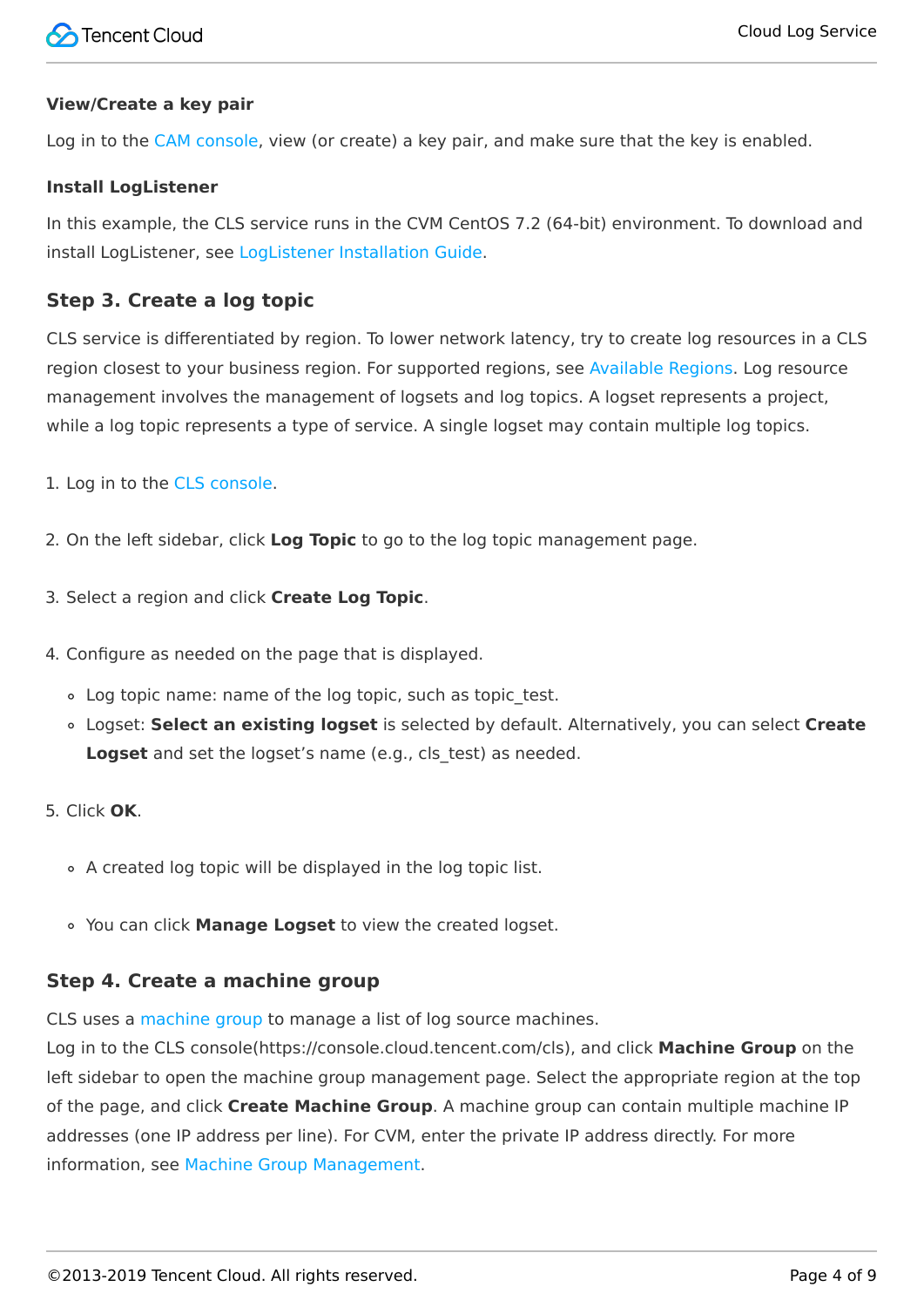#### View/Create a key pair

Log in to the CAM console, view (or create) a key pair, and make sure that the key is enabled.

#### Install LogListener

In this example, the CLS service runs in the CVM CentOS 7.2 (64-bit) environment. To download and install LogListener, see LogListener Installation Guide.

### Step 3. Create a log topic

CLS service is differentiated by region. To lower network latency, try to create log resources in a CLS region closest to your business region. For supported regions, see Available Regions. Log resource management involves the management of logsets and log topics. A logset represents a project, while a log topic represents a type of service. A single logset may contain multiple log topics.

1. Log in to the CLS console.

2. On the left sidebar, click **Log Topic** to go to the log topic management page.

3. Select a region and click **Create Log Topic**.

4. Configure as needed on the page that is displayed.
    - Log topic name: name of the log topic, such as topic_test.
    - Logset: **Select an existing logset** is selected by default. Alternatively, you can select **Create Logset** and set the logset’s name (e.g., cls_test) as needed.

5. Click **OK**.
    - A created log topic will be displayed in the log topic list.
    - You can click **Manage Logset** to view the created logset.

### Step 4. Create a machine group

CLS uses a machine group to manage a list of log source machines.
Log in to the CLS console(https://console.cloud.tencent.com/cls), and click **Machine Group** on the left sidebar to open the machine group management page. Select the appropriate region at the top of the page, and click **Create Machine Group**. A machine group can contain multiple machine IP addresses (one IP address per line). For CVM, enter the private IP address directly. For more information, see Machine Group Management.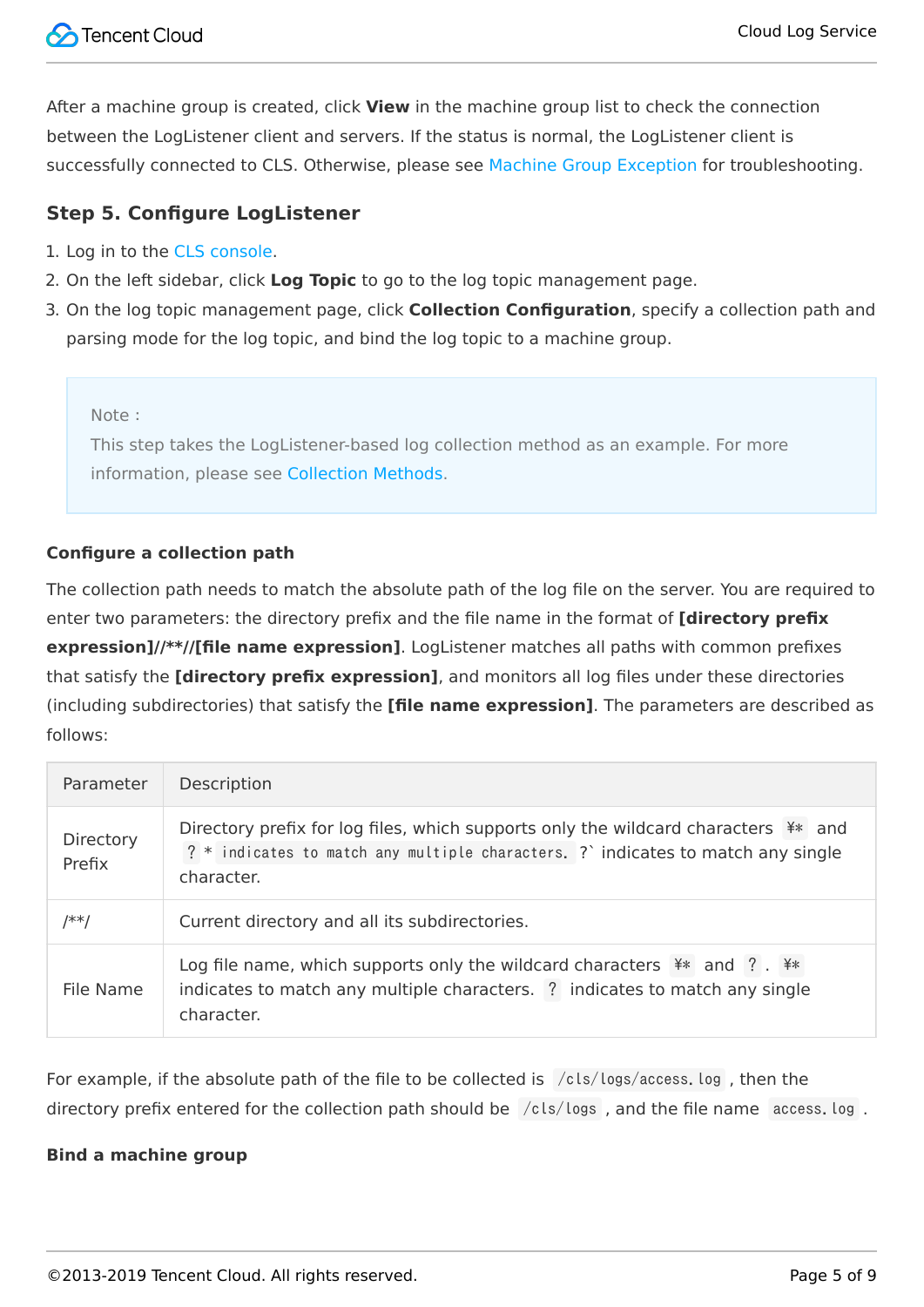After a machine group is created, click **View** in the machine group list to check the connection between the LogListener client and servers. If the status is normal, the LogListener client is successfully connected to CLS. Otherwise, please see Machine Group Exception for troubleshooting.

### Step 5. Configure LogListener

1. Log in to the CLS console.
2. On the left sidebar, click **Log Topic** to go to the log topic management page.
3. On the log topic management page, click **Collection Configuration**, specify a collection path and parsing mode for the log topic, and bind the log topic to a machine group.

> Note :
> This step takes the LogListener-based log collection method as an example. For more information, please see Collection Methods.

**Configure a collection path**

The collection path needs to match the absolute path of the log file on the server. You are required to enter two parameters: the directory prefix and the file name in the format of **[directory prefix expression]//\*\*//[file name expression]**. LogListener matches all paths with common prefixes that satisfy the **[directory prefix expression]**, and monitors all log files under these directories (including subdirectories) that satisfy the **[file name expression]**. The parameters are described as follows:

| Parameter | Description |
| --- | --- |
| Directory Prefix | Directory prefix for log files, which supports only the wildcard characters `¥*` and `?` * `indicates to match any multiple characters.` ?` indicates to match any single character. |
| /**/ | Current directory and all its subdirectories. |
| File Name | Log file name, which supports only the wildcard characters `¥*` and `?` . `¥*` indicates to match any multiple characters. `?` indicates to match any single character. |

For example, if the absolute path of the file to be collected is `/cls/logs/access.log` , then the directory prefix entered for the collection path should be `/cls/logs` , and the file name `access.log` .

**Bind a machine group**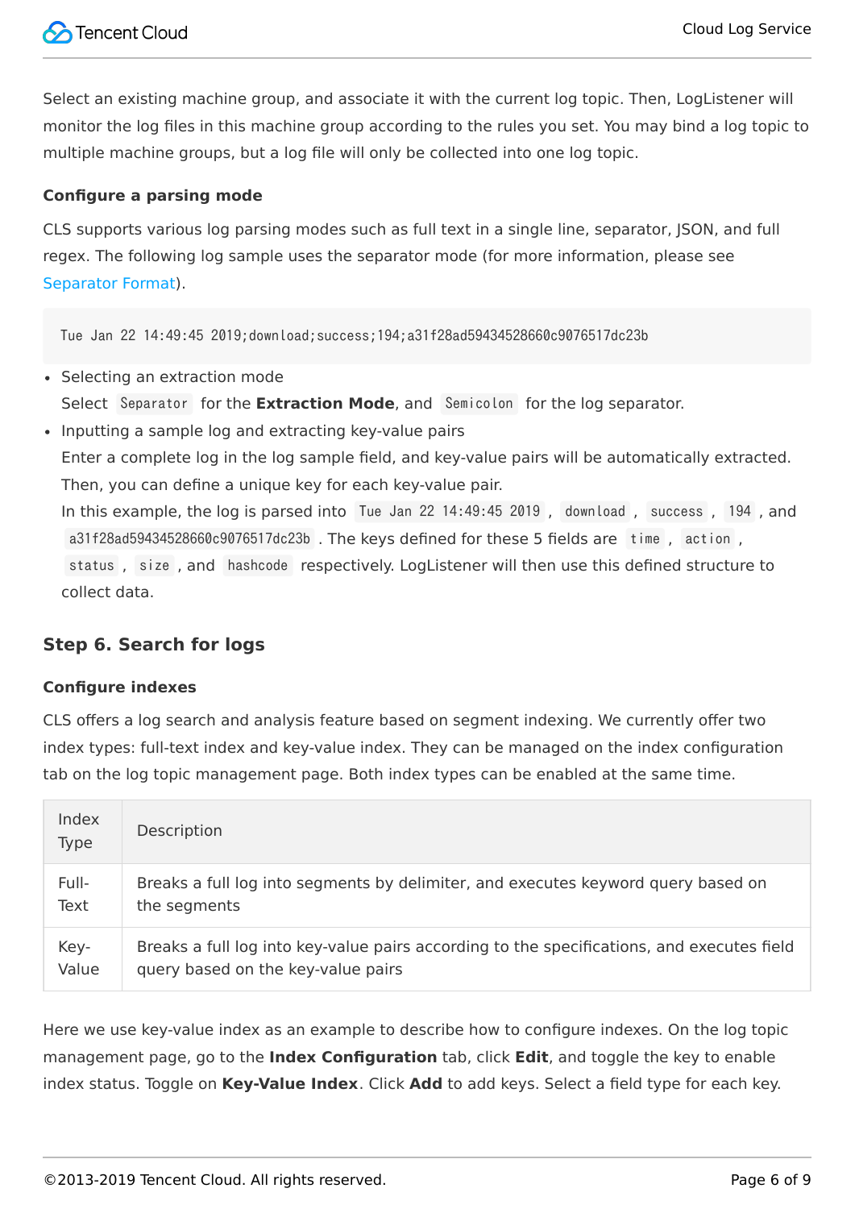Select an existing machine group, and associate it with the current log topic. Then, LogListener will monitor the log files in this machine group according to the rules you set. You may bind a log topic to multiple machine groups, but a log file will only be collected into one log topic.

#### Configure a parsing mode

CLS supports various log parsing modes such as full text in a single line, separator, JSON, and full regex. The following log sample uses the separator mode (for more information, please see Separator Format).

```
Tue Jan 22 14:49:45 2019;download;success;194;a31f28ad59434528660c9076517dc23b
```

- Selecting an extraction mode
  Select `Separator` for the **Extraction Mode**, and `Semicolon` for the log separator.
- Inputting a sample log and extracting key-value pairs
  Enter a complete log in the log sample field, and key-value pairs will be automatically extracted. Then, you can define a unique key for each key-value pair.
  In this example, the log is parsed into `Tue Jan 22 14:49:45 2019`, `download`, `success`, `194`, and `a31f28ad59434528660c9076517dc23b`. The keys defined for these 5 fields are `time`, `action`, `status`, `size`, and `hashcode` respectively. LogListener will then use this defined structure to collect data.

### Step 6. Search for logs

#### Configure indexes

CLS offers a log search and analysis feature based on segment indexing. We currently offer two index types: full-text index and key-value index. They can be managed on the index configuration tab on the log topic management page. Both index types can be enabled at the same time.

| Index Type | Description |
| --- | --- |
| Full-Text | Breaks a full log into segments by delimiter, and executes keyword query based on the segments |
| Key-Value | Breaks a full log into key-value pairs according to the specifications, and executes field query based on the key-value pairs |

Here we use key-value index as an example to describe how to configure indexes. On the log topic management page, go to the **Index Configuration** tab, click **Edit**, and toggle the key to enable index status. Toggle on **Key-Value Index**. Click **Add** to add keys. Select a field type for each key.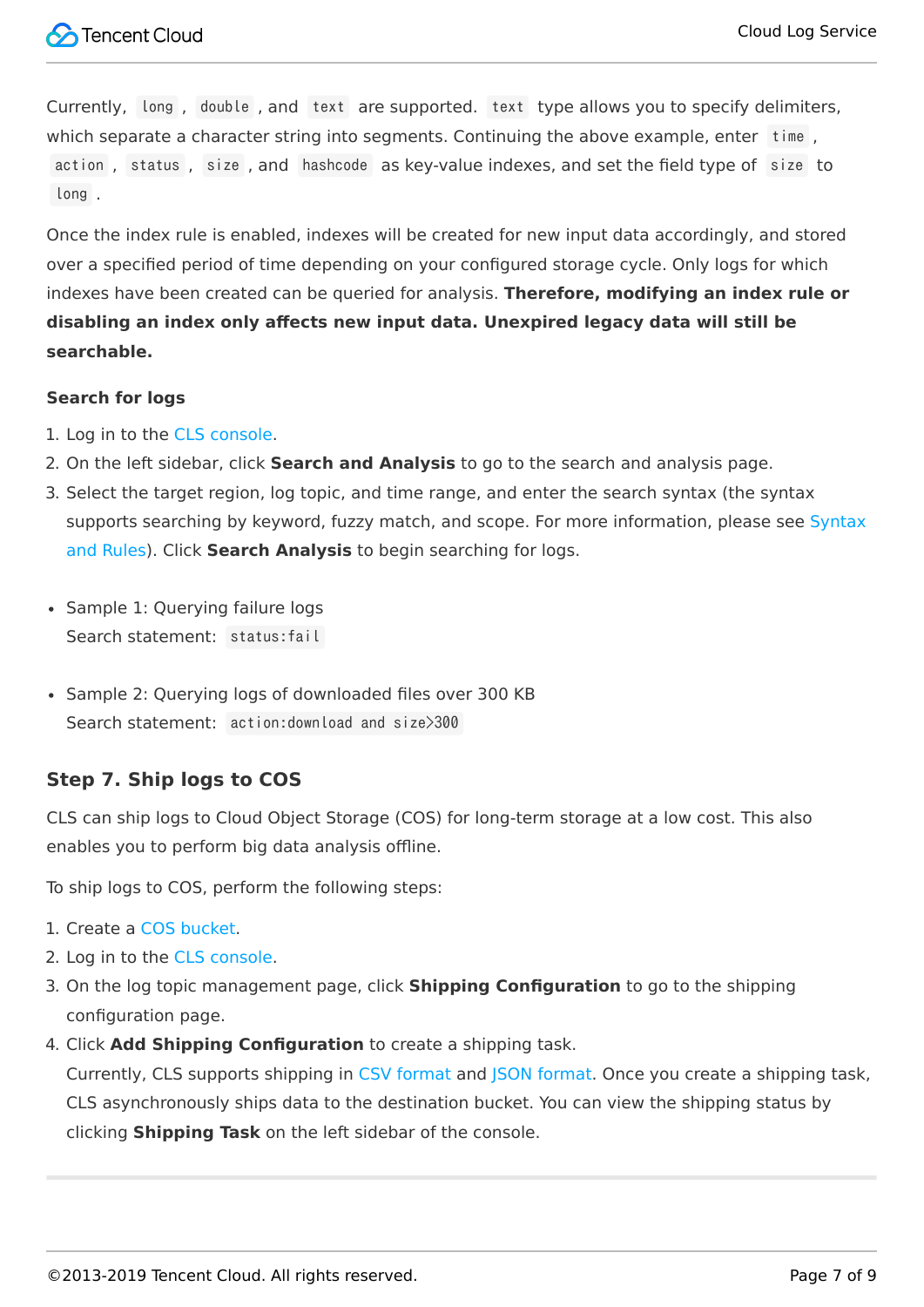Currently, `long`, `double`, and `text` are supported. `text` type allows you to specify delimiters, which separate a character string into segments. Continuing the above example, enter `time`, `action`, `status`, `size`, and `hashcode` as key-value indexes, and set the field type of `size` to `long`.

Once the index rule is enabled, indexes will be created for new input data accordingly, and stored over a specified period of time depending on your configured storage cycle. Only logs for which indexes have been created can be queried for analysis. **Therefore, modifying an index rule or disabling an index only affects new input data. Unexpired legacy data will still be searchable.**

**Search for logs**

1. Log in to the CLS console.
2. On the left sidebar, click **Search and Analysis** to go to the search and analysis page.
3. Select the target region, log topic, and time range, and enter the search syntax (the syntax supports searching by keyword, fuzzy match, and scope. For more information, please see Syntax and Rules). Click **Search Analysis** to begin searching for logs.

- Sample 1: Querying failure logs
  Search statement: `status:fail`

- Sample 2: Querying logs of downloaded files over 300 KB
  Search statement: `action:download and size>300`

## Step 7. Ship logs to COS

CLS can ship logs to Cloud Object Storage (COS) for long-term storage at a low cost. This also enables you to perform big data analysis offline.

To ship logs to COS, perform the following steps:

1. Create a COS bucket.
2. Log in to the CLS console.
3. On the log topic management page, click **Shipping Configuration** to go to the shipping configuration page.
4. Click **Add Shipping Configuration** to create a shipping task.
   Currently, CLS supports shipping in CSV format and JSON format. Once you create a shipping task, CLS asynchronously ships data to the destination bucket. You can view the shipping status by clicking **Shipping Task** on the left sidebar of the console.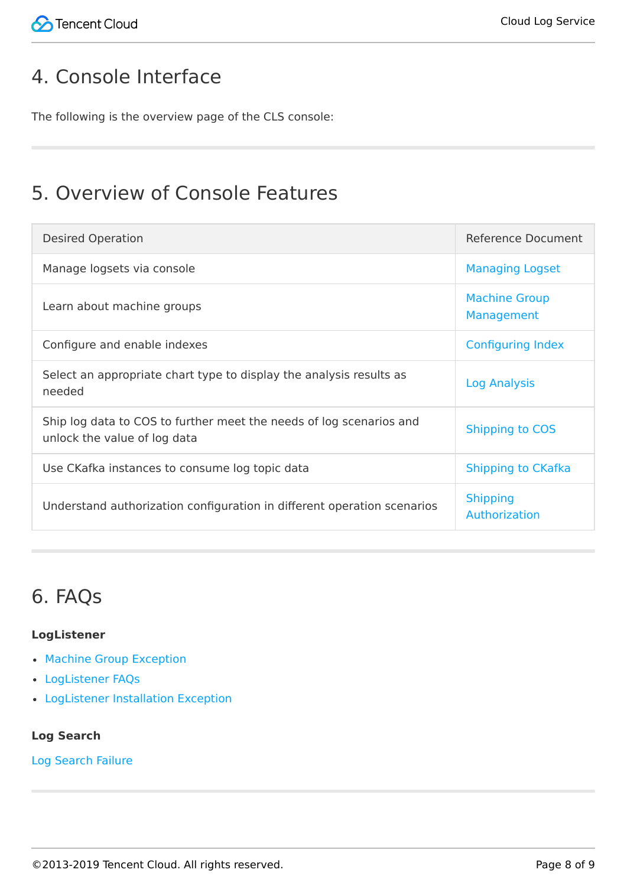## 4. Console Interface

The following is the overview page of the CLS console:

## 5. Overview of Console Features

| Desired Operation | Reference Document |
| --- | --- |
| Manage logsets via console | Managing Logset |
| Learn about machine groups | Machine Group Management |
| Configure and enable indexes | Configuring Index |
| Select an appropriate chart type to display the analysis results as needed | Log Analysis |
| Ship log data to COS to further meet the needs of log scenarios and unlock the value of log data | Shipping to COS |
| Use CKafka instances to consume log topic data | Shipping to CKafka |
| Understand authorization configuration in different operation scenarios | Shipping Authorization |

## 6. FAQs

**LogListener**

- Machine Group Exception
- LogListener FAQs
- LogListener Installation Exception

**Log Search**

Log Search Failure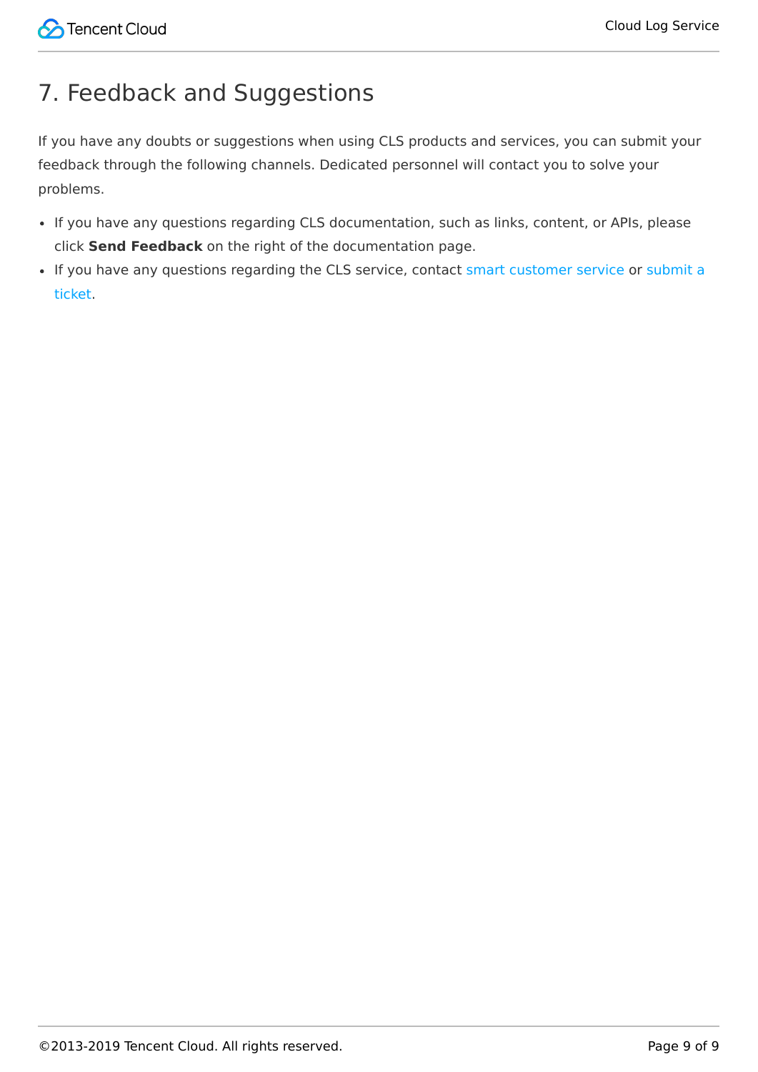# 7. Feedback and Suggestions

If you have any doubts or suggestions when using CLS products and services, you can submit your feedback through the following channels. Dedicated personnel will contact you to solve your problems.

- If you have any questions regarding CLS documentation, such as links, content, or APIs, please click **Send Feedback** on the right of the documentation page.
- If you have any questions regarding the CLS service, contact smart customer service or submit a ticket.